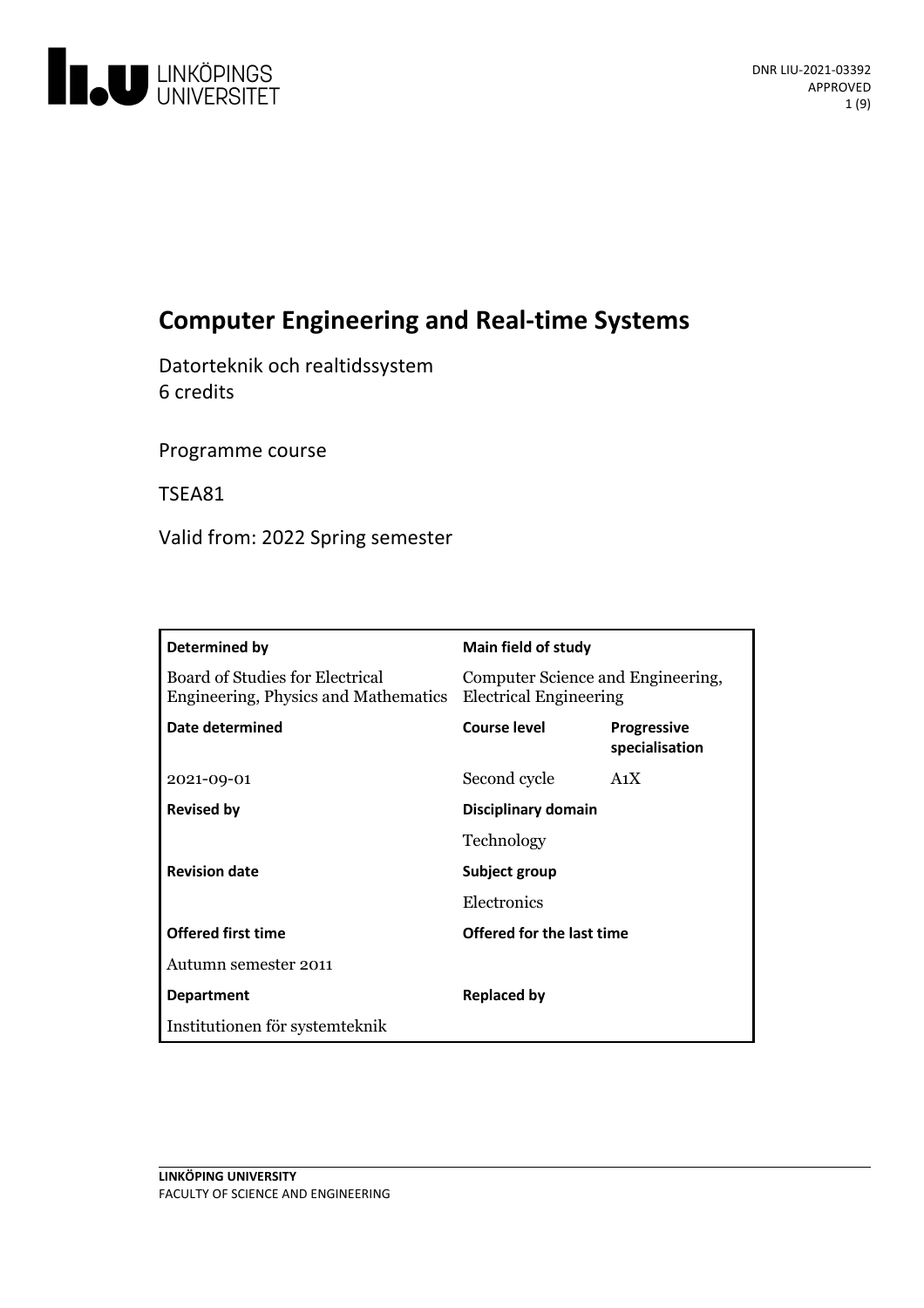DNR LIU-2021-03392
APPROVED

# Computer Engineering and Real-time Systems

Datorteknik och realtidssystem
6 credits

Programme course

TSEA81

Valid from: 2022 Spring semester

| **Determined by** | **Main field of study** | |
|---|---|---|
| Board of Studies for Electrical Engineering, Physics and Mathematics | Computer Science and Engineering, Electrical Engineering | |
| **Date determined** | **Course level** | **Progressive specialisation** |
| 2021-09-01 | Second cycle | A1X |
| **Revised by** | **Disciplinary domain** | |
| | Technology | |
| **Revision date** | **Subject group** | |
| | Electronics | |
| **Offered first time** | **Offered for the last time** | |
| Autumn semester 2011 | | |
| **Department** | **Replaced by** | |
| Institutionen för systemteknik | | |

**LINKÖPING UNIVERSITY**
FACULTY OF SCIENCE AND ENGINEERING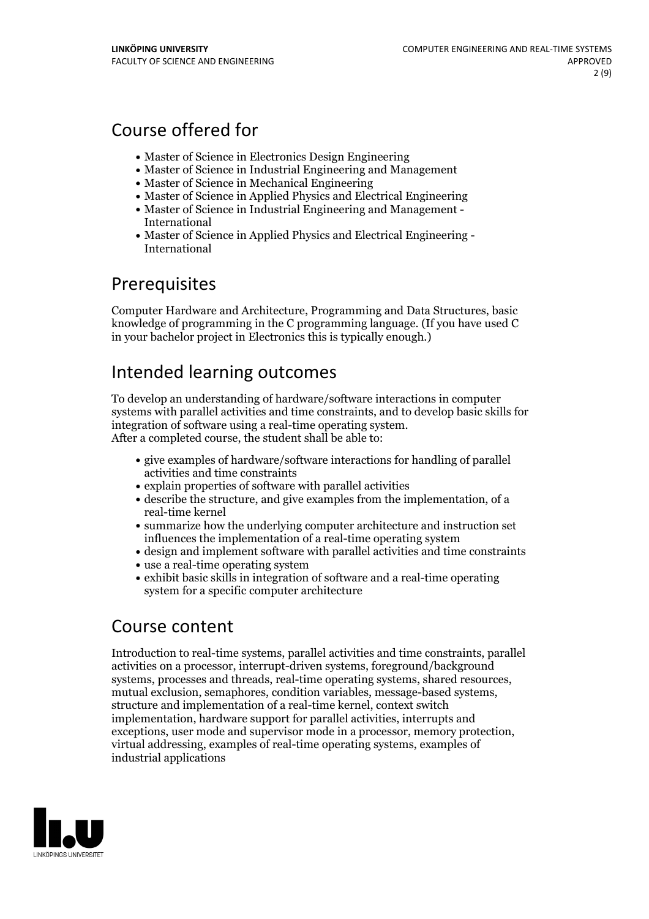## Course offered for

- Master of Science in Electronics Design Engineering
- Master of Science in Industrial Engineering and Management
- Master of Science in Mechanical Engineering
- Master of Science in Applied Physics and Electrical Engineering
- Master of Science in Industrial Engineering and Management - International
- Master of Science in Applied Physics and Electrical Engineering - International

## Prerequisites

Computer Hardware and Architecture, Programming and Data Structures, basic knowledge of programming in the C programming language. (If you have used C in your bachelor project in Electronics this is typically enough.)

## Intended learning outcomes

To develop an understanding of hardware/software interactions in computer systems with parallel activities and time constraints, and to develop basic skills for integration of software using a real-time operating system.
After a completed course, the student shall be able to:

- give examples of hardware/software interactions for handling of parallel activities and time constraints
- explain properties of software with parallel activities
- describe the structure, and give examples from the implementation, of a real-time kernel
- summarize how the underlying computer architecture and instruction set influences the implementation of a real-time operating system
- design and implement software with parallel activities and time constraints
- use a real-time operating system
- exhibit basic skills in integration of software and a real-time operating system for a specific computer architecture

## Course content

Introduction to real-time systems, parallel activities and time constraints, parallel activities on a processor, interrupt-driven systems, foreground/background systems, processes and threads, real-time operating systems, shared resources, mutual exclusion, semaphores, condition variables, message-based systems, structure and implementation of a real-time kernel, context switch implementation, hardware support for parallel activities, interrupts and exceptions, user mode and supervisor mode in a processor, memory protection, virtual addressing, examples of real-time operating systems, examples of industrial applications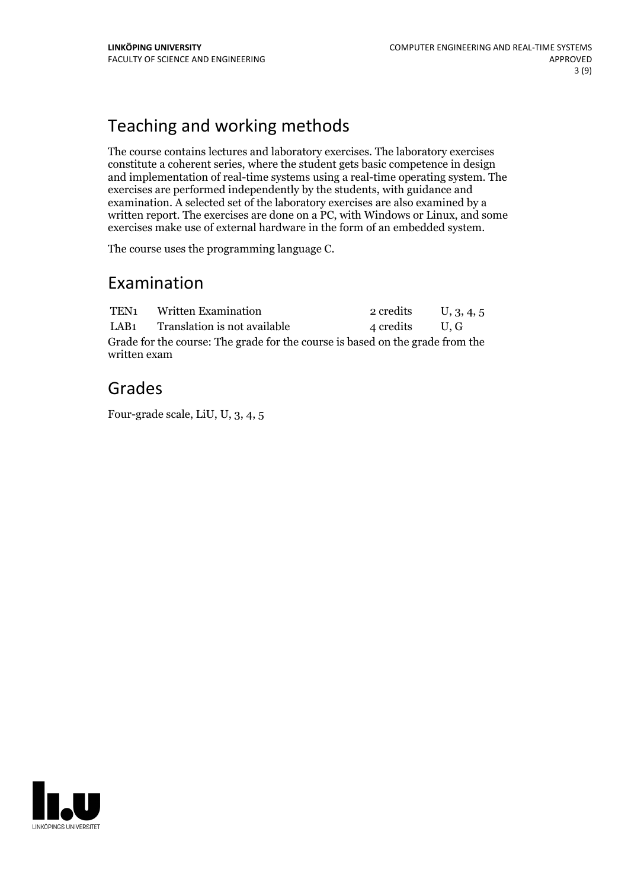# Teaching and working methods

The course contains lectures and laboratory exercises. The laboratory exercises constitute a coherent series, where the student gets basic competence in design and implementation of real-time systems using a real-time operating system. The exercises are performed independently by the students, with guidance and examination. A selected set of the laboratory exercises are also examined by a written report. The exercises are done on a PC, with Windows or Linux, and some exercises make use of external hardware in the form of an embedded system.

The course uses the programming language C.

# Examination

| | | | |
|---|---|---|---|
| TEN1 | Written Examination | 2 credits | U, 3, 4, 5 |
| LAB1 | Translation is not available | 4 credits | U, G |

Grade for the course: The grade for the course is based on the grade from the written exam

# Grades

Four-grade scale, LiU, U, 3, 4, 5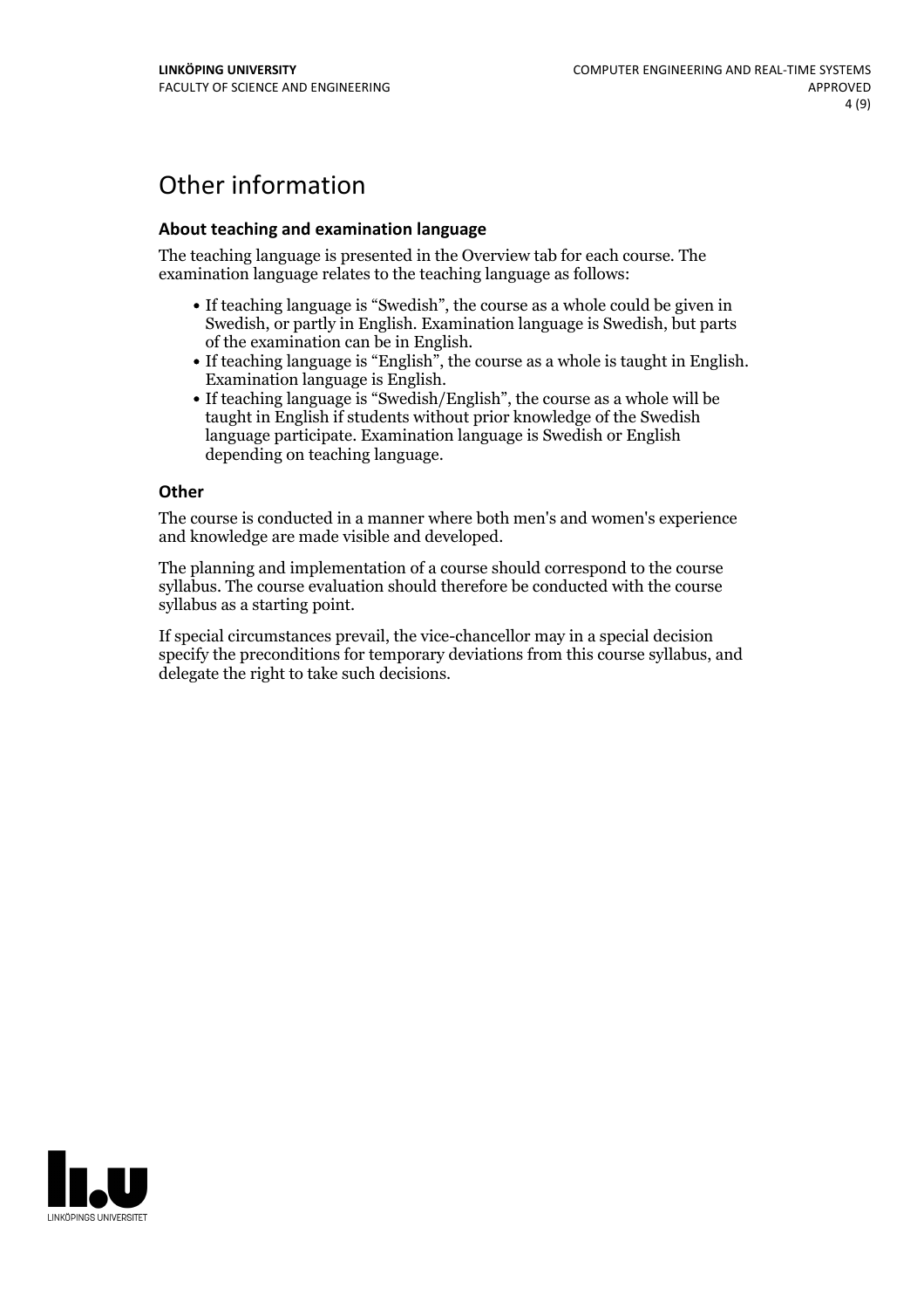# Other information

### About teaching and examination language

The teaching language is presented in the Overview tab for each course. The examination language relates to the teaching language as follows:

- If teaching language is "Swedish", the course as a whole could be given in Swedish, or partly in English. Examination language is Swedish, but parts of the examination can be in English.
- If teaching language is "English", the course as a whole is taught in English. Examination language is English.
- If teaching language is "Swedish/English", the course as a whole will be taught in English if students without prior knowledge of the Swedish language participate. Examination language is Swedish or English depending on teaching language.

### Other

The course is conducted in a manner where both men's and women's experience and knowledge are made visible and developed.

The planning and implementation of a course should correspond to the course syllabus. The course evaluation should therefore be conducted with the course syllabus as a starting point.

If special circumstances prevail, the vice-chancellor may in a special decision specify the preconditions for temporary deviations from this course syllabus, and delegate the right to take such decisions.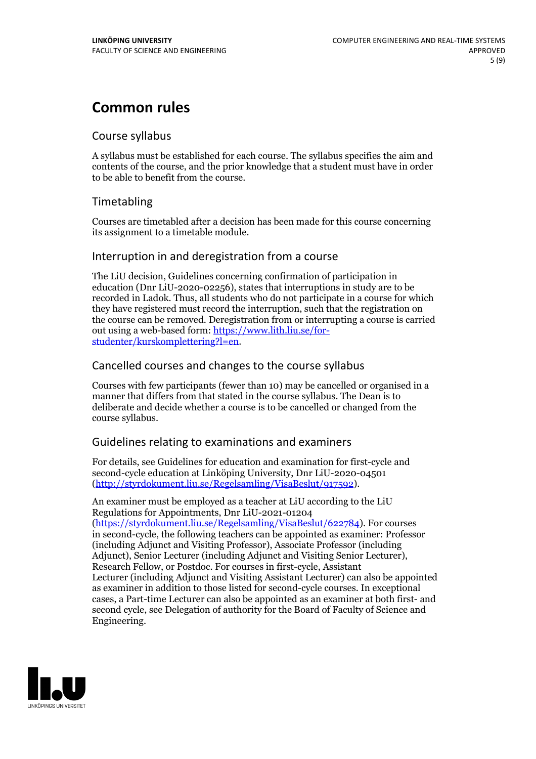# Common rules

## Course syllabus

A syllabus must be established for each course. The syllabus specifies the aim and contents of the course, and the prior knowledge that a student must have in order to be able to benefit from the course.

## Timetabling

Courses are timetabled after a decision has been made for this course concerning its assignment to a timetable module.

## Interruption in and deregistration from a course

The LiU decision, Guidelines concerning confirmation of participation in education (Dnr LiU-2020-02256), states that interruptions in study are to be recorded in Ladok. Thus, all students who do not participate in a course for which they have registered must record the interruption, such that the registration on the course can be removed. Deregistration from or interrupting a course is carried out using a web-based form: https://www.lith.liu.se/for-studenter/kurskomplettering?l=en.

## Cancelled courses and changes to the course syllabus

Courses with few participants (fewer than 10) may be cancelled or organised in a manner that differs from that stated in the course syllabus. The Dean is to deliberate and decide whether a course is to be cancelled or changed from the course syllabus.

## Guidelines relating to examinations and examiners

For details, see Guidelines for education and examination for first-cycle and second-cycle education at Linköping University, Dnr LiU-2020-04501 (http://styrdokument.liu.se/Regelsamling/VisaBeslut/917592).

An examiner must be employed as a teacher at LiU according to the LiU Regulations for Appointments, Dnr LiU-2021-01204 (https://styrdokument.liu.se/Regelsamling/VisaBeslut/622784). For courses in second-cycle, the following teachers can be appointed as examiner: Professor (including Adjunct and Visiting Professor), Associate Professor (including Adjunct), Senior Lecturer (including Adjunct and Visiting Senior Lecturer), Research Fellow, or Postdoc. For courses in first-cycle, Assistant Lecturer (including Adjunct and Visiting Assistant Lecturer) can also be appointed as examiner in addition to those listed for second-cycle courses. In exceptional cases, a Part-time Lecturer can also be appointed as an examiner at both first- and second cycle, see Delegation of authority for the Board of Faculty of Science and Engineering.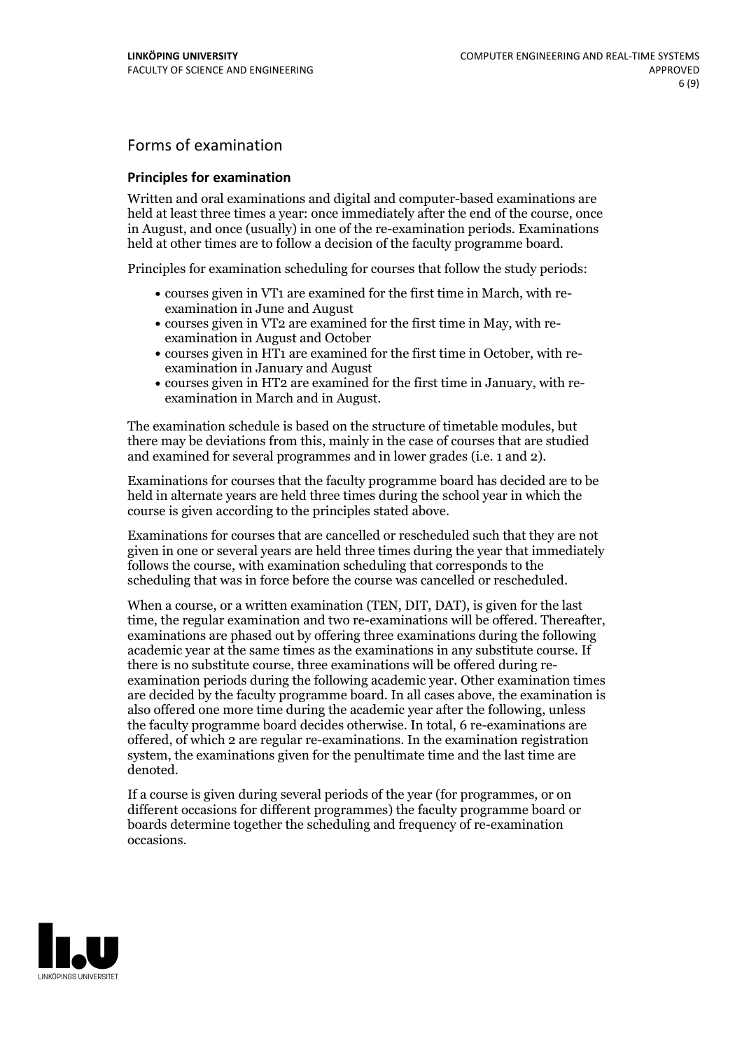## Forms of examination

### Principles for examination

Written and oral examinations and digital and computer-based examinations are held at least three times a year: once immediately after the end of the course, once in August, and once (usually) in one of the re-examination periods. Examinations held at other times are to follow a decision of the faculty programme board.

Principles for examination scheduling for courses that follow the study periods:

- courses given in VT1 are examined for the first time in March, with re-examination in June and August
- courses given in VT2 are examined for the first time in May, with re-examination in August and October
- courses given in HT1 are examined for the first time in October, with re-examination in January and August
- courses given in HT2 are examined for the first time in January, with re-examination in March and in August.

The examination schedule is based on the structure of timetable modules, but there may be deviations from this, mainly in the case of courses that are studied and examined for several programmes and in lower grades (i.e. 1 and 2).

Examinations for courses that the faculty programme board has decided are to be held in alternate years are held three times during the school year in which the course is given according to the principles stated above.

Examinations for courses that are cancelled or rescheduled such that they are not given in one or several years are held three times during the year that immediately follows the course, with examination scheduling that corresponds to the scheduling that was in force before the course was cancelled or rescheduled.

When a course, or a written examination (TEN, DIT, DAT), is given for the last time, the regular examination and two re-examinations will be offered. Thereafter, examinations are phased out by offering three examinations during the following academic year at the same times as the examinations in any substitute course. If there is no substitute course, three examinations will be offered during re-examination periods during the following academic year. Other examination times are decided by the faculty programme board. In all cases above, the examination is also offered one more time during the academic year after the following, unless the faculty programme board decides otherwise. In total, 6 re-examinations are offered, of which 2 are regular re-examinations. In the examination registration system, the examinations given for the penultimate time and the last time are denoted.

If a course is given during several periods of the year (for programmes, or on different occasions for different programmes) the faculty programme board or boards determine together the scheduling and frequency of re-examination occasions.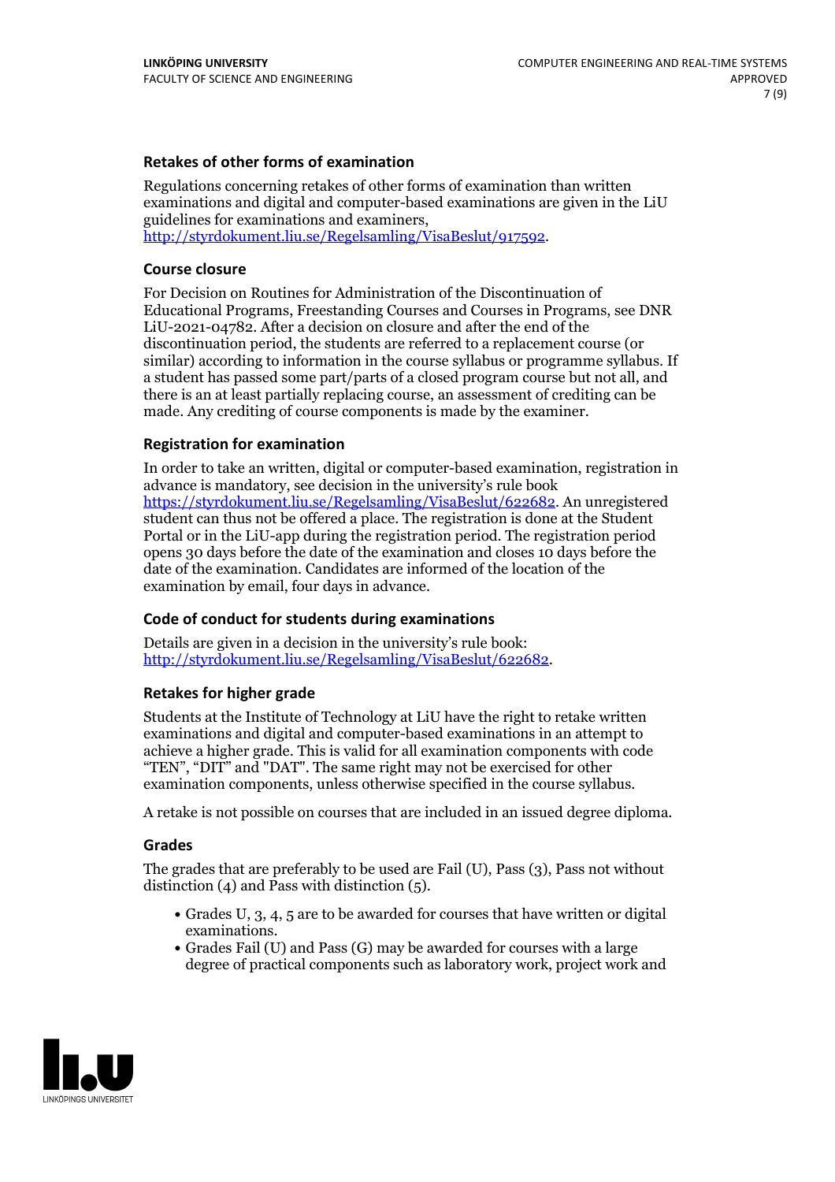### Retakes of other forms of examination

Regulations concerning retakes of other forms of examination than written examinations and digital and computer-based examinations are given in the LiU guidelines for examinations and examiners, http://styrdokument.liu.se/Regelsamling/VisaBeslut/917592.

### Course closure

For Decision on Routines for Administration of the Discontinuation of Educational Programs, Freestanding Courses and Courses in Programs, see DNR LiU-2021-04782. After a decision on closure and after the end of the discontinuation period, the students are referred to a replacement course (or similar) according to information in the course syllabus or programme syllabus. If a student has passed some part/parts of a closed program course but not all, and there is an at least partially replacing course, an assessment of crediting can be made. Any crediting of course components is made by the examiner.

### Registration for examination

In order to take an written, digital or computer-based examination, registration in advance is mandatory, see decision in the university's rule book https://styrdokument.liu.se/Regelsamling/VisaBeslut/622682. An unregistered student can thus not be offered a place. The registration is done at the Student Portal or in the LiU-app during the registration period. The registration period opens 30 days before the date of the examination and closes 10 days before the date of the examination. Candidates are informed of the location of the examination by email, four days in advance.

### Code of conduct for students during examinations

Details are given in a decision in the university's rule book: http://styrdokument.liu.se/Regelsamling/VisaBeslut/622682.

### Retakes for higher grade

Students at the Institute of Technology at LiU have the right to retake written examinations and digital and computer-based examinations in an attempt to achieve a higher grade. This is valid for all examination components with code "TEN", "DIT" and "DAT". The same right may not be exercised for other examination components, unless otherwise specified in the course syllabus.

A retake is not possible on courses that are included in an issued degree diploma.

### Grades

The grades that are preferably to be used are Fail (U), Pass (3), Pass not without distinction (4) and Pass with distinction (5).

- Grades U, 3, 4, 5 are to be awarded for courses that have written or digital examinations.
- Grades Fail (U) and Pass (G) may be awarded for courses with a large degree of practical components such as laboratory work, project work and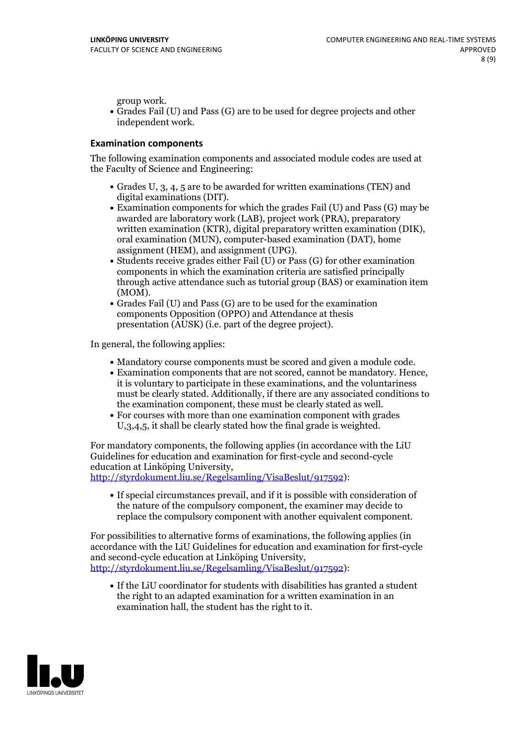group work.

- Grades Fail (U) and Pass (G) are to be used for degree projects and other independent work.

### Examination components

The following examination components and associated module codes are used at the Faculty of Science and Engineering:

- Grades U, 3, 4, 5 are to be awarded for written examinations (TEN) and digital examinations (DIT).
- Examination components for which the grades Fail (U) and Pass (G) may be awarded are laboratory work (LAB), project work (PRA), preparatory written examination (KTR), digital preparatory written examination (DIK), oral examination (MUN), computer-based examination (DAT), home assignment (HEM), and assignment (UPG).
- Students receive grades either Fail (U) or Pass (G) for other examination components in which the examination criteria are satisfied principally through active attendance such as tutorial group (BAS) or examination item (MOM).
- Grades Fail (U) and Pass (G) are to be used for the examination components Opposition (OPPO) and Attendance at thesis presentation (AUSK) (i.e. part of the degree project).

In general, the following applies:

- Mandatory course components must be scored and given a module code.
- Examination components that are not scored, cannot be mandatory. Hence, it is voluntary to participate in these examinations, and the voluntariness must be clearly stated. Additionally, if there are any associated conditions to the examination component, these must be clearly stated as well.
- For courses with more than one examination component with grades U,3,4,5, it shall be clearly stated how the final grade is weighted.

For mandatory components, the following applies (in accordance with the LiU Guidelines for education and examination for first-cycle and second-cycle education at Linköping University, http://styrdokument.liu.se/Regelsamling/VisaBeslut/917592):

- If special circumstances prevail, and if it is possible with consideration of the nature of the compulsory component, the examiner may decide to replace the compulsory component with another equivalent component.

For possibilities to alternative forms of examinations, the following applies (in accordance with the LiU Guidelines for education and examination for first-cycle and second-cycle education at Linköping University, http://styrdokument.liu.se/Regelsamling/VisaBeslut/917592):

- If the LiU coordinator for students with disabilities has granted a student the right to an adapted examination for a written examination in an examination hall, the student has the right to it.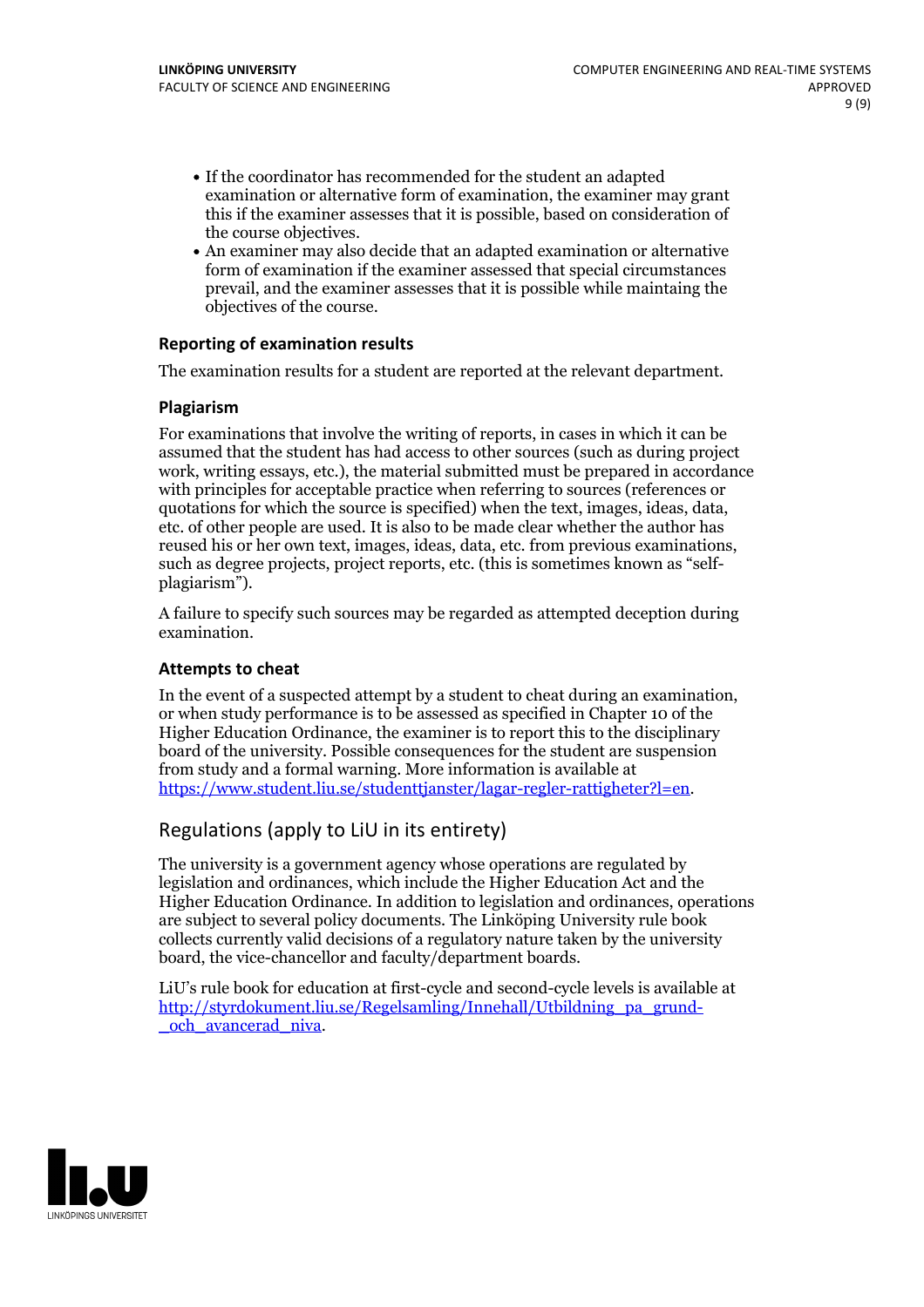- If the coordinator has recommended for the student an adapted examination or alternative form of examination, the examiner may grant this if the examiner assesses that it is possible, based on consideration of the course objectives.
- An examiner may also decide that an adapted examination or alternative form of examination if the examiner assessed that special circumstances prevail, and the examiner assesses that it is possible while maintaing the objectives of the course.

### Reporting of examination results

The examination results for a student are reported at the relevant department.

### Plagiarism

For examinations that involve the writing of reports, in cases in which it can be assumed that the student has had access to other sources (such as during project work, writing essays, etc.), the material submitted must be prepared in accordance with principles for acceptable practice when referring to sources (references or quotations for which the source is specified) when the text, images, ideas, data, etc. of other people are used. It is also to be made clear whether the author has reused his or her own text, images, ideas, data, etc. from previous examinations, such as degree projects, project reports, etc. (this is sometimes known as "self-plagiarism").

A failure to specify such sources may be regarded as attempted deception during examination.

### Attempts to cheat

In the event of a suspected attempt by a student to cheat during an examination, or when study performance is to be assessed as specified in Chapter 10 of the Higher Education Ordinance, the examiner is to report this to the disciplinary board of the university. Possible consequences for the student are suspension from study and a formal warning. More information is available at https://www.student.liu.se/studenttjanster/lagar-regler-rattigheter?l=en.

## Regulations (apply to LiU in its entirety)

The university is a government agency whose operations are regulated by legislation and ordinances, which include the Higher Education Act and the Higher Education Ordinance. In addition to legislation and ordinances, operations are subject to several policy documents. The Linköping University rule book collects currently valid decisions of a regulatory nature taken by the university board, the vice-chancellor and faculty/department boards.

LiU's rule book for education at first-cycle and second-cycle levels is available at http://styrdokument.liu.se/Regelsamling/Innehall/Utbildning_pa_grund-_och_avancerad_niva.